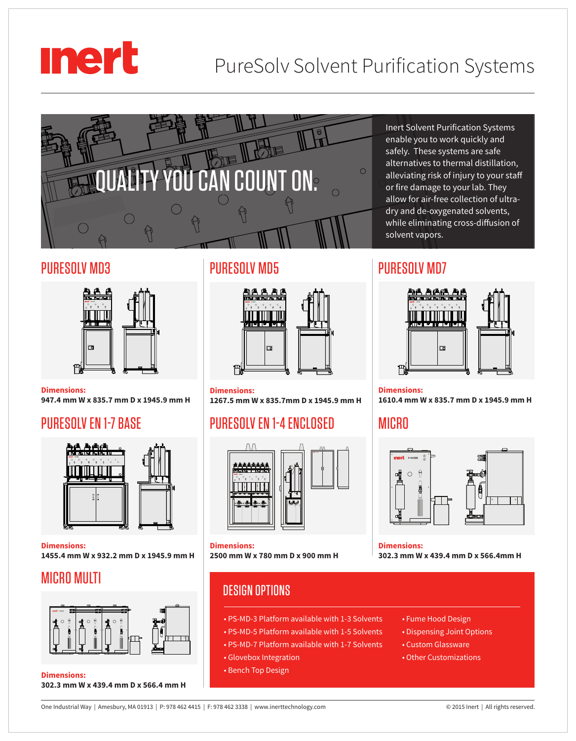# inert

# PureSolv Solvent Purification Systems

QUALITY YOU CAN COUNT ON.

Inert Solvent Purification Systems enable you to work quickly and safely. These systems are safe alternatives to thermal distillation, alleviating risk of injury to your staff or fire damage to your lab. They allow for air-free collection of ultra-dry and de-oxygenated solvents, while eliminating cross-diffusion of solvent vapors.

## PURESOLV MD3

**Dimensions:**
**947.4 mm W x 835.7 mm D x 1945.9 mm H**

## PURESOLV MD5

**Dimensions:**
**1267.5 mm W x 835.7mm D x 1945.9 mm H**

## PURESOLV MD7

**Dimensions:**
**1610.4 mm W x 835.7 mm D x 1945.9 mm H**

## PURESOLV EN 1-7 BASE

**Dimensions:**
**1455.4 mm W x 932.2 mm D x 1945.9 mm H**

## PURESOLV EN 1-4 ENCLOSED

**Dimensions:**
**2500 mm W x 780 mm D x 900 mm H**

## MICRO

**Dimensions:**
**302.3 mm W x 439.4 mm D x 566.4mm H**

## MICRO MULTI

**Dimensions:**
**302.3 mm W x 439.4 mm D x 566.4 mm H**

## DESIGN OPTIONS

- PS-MD-3 Platform available with 1-3 Solvents
- PS-MD-5 Platform available with 1-5 Solvents
- PS-MD-7 Platform available with 1-7 Solvents
- Glovebox Integration
- Bench Top Design
- Fume Hood Design
- Dispensing Joint Options
- Custom Glassware
- Other Customizations

One Industrial Way | Amesbury, MA 01913 | P: 978 462 4415 | F: 978 462 3338 | www.inerttechnology.com

© 2015 Inert | All rights reserved.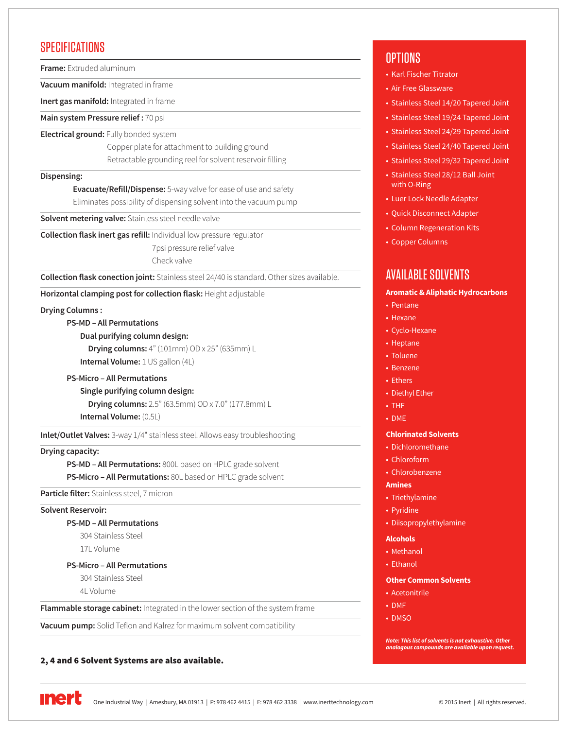## SPECIFICATIONS

**Frame:** Extruded aluminum

**Vacuum manifold:** Integrated in frame

**Inert gas manifold:** Integrated in frame

**Main system Pressure relief :** 70 psi

**Electrical ground:** Fully bonded system
Copper plate for attachment to building ground
Retractable grounding reel for solvent reservoir filling

**Dispensing:**
**Evacuate/Refill/Dispense:** 5-way valve for ease of use and safety
Eliminates possibility of dispensing solvent into the vacuum pump

**Solvent metering valve:** Stainless steel needle valve

**Collection flask inert gas refill:** Individual low pressure regulator
7psi pressure relief valve
Check valve

**Collection flask conection joint:** Stainless steel 24/40 is standard. Other sizes available.

**Horizontal clamping post for collection flask:** Height adjustable

**Drying Columns :**

**PS-MD – All Permutations**
**Dual purifying column design:**
**Drying columns:** 4" (101mm) OD x 25" (635mm) L
**Internal Volume:** 1 US gallon (4L)

**PS-Micro – All Permutations**
**Single purifying column design:**
**Drying columns:** 2.5" (63.5mm) OD x 7.0" (177.8mm) L
**Internal Volume:** (0.5L)

**Inlet/Outlet Valves:** 3-way 1/4" stainless steel. Allows easy troubleshooting

**Drying capacity:**
**PS-MD – All Permutations:** 800L based on HPLC grade solvent
**PS-Micro – All Permutations:** 80L based on HPLC grade solvent

**Particle filter:** Stainless steel, 7 micron

**Solvent Reservoir:**

**PS-MD – All Permutations**
304 Stainless Steel
17L Volume

**PS-Micro – All Permutations**
304 Stainless Steel
4L Volume

**Flammable storage cabinet:** Integrated in the lower section of the system frame

**Vacuum pump:** Solid Teflon and Kalrez for maximum solvent compatibility

**2, 4 and 6 Solvent Systems are also available.**

## OPTIONS

- Karl Fischer Titrator
- Air Free Glassware
- Stainless Steel 14/20 Tapered Joint
- Stainless Steel 19/24 Tapered Joint
- Stainless Steel 24/29 Tapered Joint
- Stainless Steel 24/40 Tapered Joint
- Stainless Steel 29/32 Tapered Joint
- Stainless Steel 28/12 Ball Joint with O-Ring
- Luer Lock Needle Adapter
- Quick Disconnect Adapter
- Column Regeneration Kits
- Copper Columns

## AVAILABLE SOLVENTS

**Aromatic & Aliphatic Hydrocarbons**

- Pentane
- Hexane
- Cyclo-Hexane
- Heptane
- Toluene
- Benzene
- Ethers
- Diethyl Ether
- THF
- DME

**Chlorinated Solvents**

- Dichloromethane
- Chloroform
- Chlorobenzene

**Amines**

- Triethylamine
- Pyridine
- Diisopropylethylamine

**Alcohols**

- Methanol
- Ethanol

**Other Common Solvents**

- Acetonitrile
- DMF
- DMSO

***Note: This list of solvents is not exhaustive. Other analogous compounds are available upon request.***

inert One Industrial Way | Amesbury, MA 01913 | P: 978 462 4415 | F: 978 462 3338 | www.inerttechnology.com © 2015 Inert | All rights reserved.